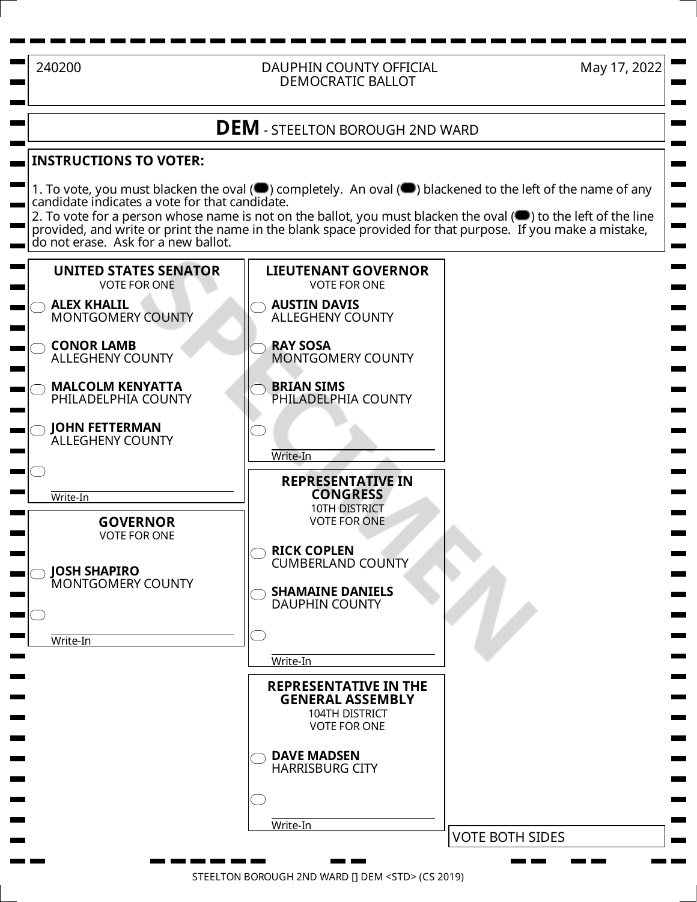240200

DAUPHIN COUNTY OFFICIAL
DEMOCRATIC BALLOT

May 17, 2022

# DEM - STEELTON BOROUGH 2ND WARD

**INSTRUCTIONS TO VOTER:**

1. To vote, you must blacken the oval (⬬) completely. An oval (⬬) blackened to the left of the name of any candidate indicates a vote for that candidate.
2. To vote for a person whose name is not on the ballot, you must blacken the oval (⬬) to the left of the line provided, and write or print the name in the blank space provided for that purpose. If you make a mistake, do not erase. Ask for a new ballot.

## UNITED STATES SENATOR
VOTE FOR ONE

- ⬭ **ALEX KHALIL**
  MONTGOMERY COUNTY
- ⬭ **CONOR LAMB**
  ALLEGHENY COUNTY
- ⬭ **MALCOLM KENYATTA**
  PHILADELPHIA COUNTY
- ⬭ **JOHN FETTERMAN**
  ALLEGHENY COUNTY
- ⬭ ____________________
  Write-In

## GOVERNOR
VOTE FOR ONE

- ⬭ **JOSH SHAPIRO**
  MONTGOMERY COUNTY
- ⬭ ____________________
  Write-In

## LIEUTENANT GOVERNOR
VOTE FOR ONE

- ⬭ **AUSTIN DAVIS**
  ALLEGHENY COUNTY
- ⬭ **RAY SOSA**
  MONTGOMERY COUNTY
- ⬭ **BRIAN SIMS**
  PHILADELPHIA COUNTY
- ⬭ ____________________
  Write-In

## REPRESENTATIVE IN CONGRESS
10TH DISTRICT
VOTE FOR ONE

- ⬭ **RICK COPLEN**
  CUMBERLAND COUNTY
- ⬭ **SHAMAINE DANIELS**
  DAUPHIN COUNTY
- ⬭ ____________________
  Write-In

## REPRESENTATIVE IN THE GENERAL ASSEMBLY
104TH DISTRICT
VOTE FOR ONE

- ⬭ **DAVE MADSEN**
  HARRISBURG CITY
- ⬭ ____________________
  Write-In

VOTE BOTH SIDES

STEELTON BOROUGH 2ND WARD [] DEM <STD> (CS 2019)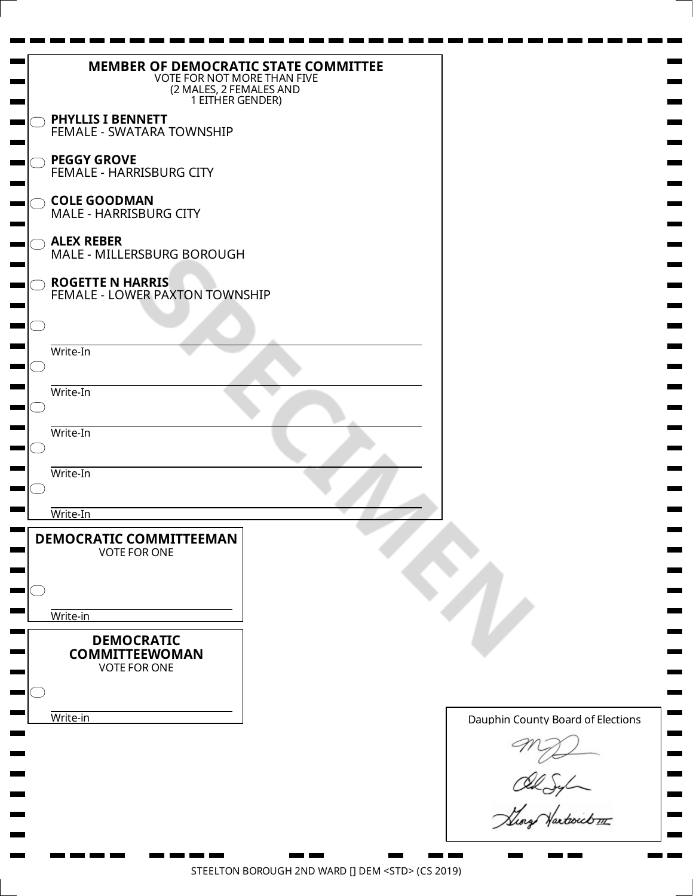## MEMBER OF DEMOCRATIC STATE COMMITTEE

VOTE FOR NOT MORE THAN FIVE
(2 MALES, 2 FEMALES AND
1 EITHER GENDER)

- **PHYLLIS I BENNETT**
  FEMALE - SWATARA TOWNSHIP
- **PEGGY GROVE**
  FEMALE - HARRISBURG CITY
- **COLE GOODMAN**
  MALE - HARRISBURG CITY
- **ALEX REBER**
  MALE - MILLERSBURG BOROUGH
- **ROGETTE N HARRIS**
  FEMALE - LOWER PAXTON TOWNSHIP
- Write-In
- Write-In
- Write-In
- Write-In
- Write-In

## DEMOCRATIC COMMITTEEMAN

VOTE FOR ONE

- Write-in

## DEMOCRATIC COMMITTEEWOMAN

VOTE FOR ONE

- Write-in

SPECIMEN

Dauphin County Board of Elections

STEELTON BOROUGH 2ND WARD [] DEM <STD> (CS 2019)